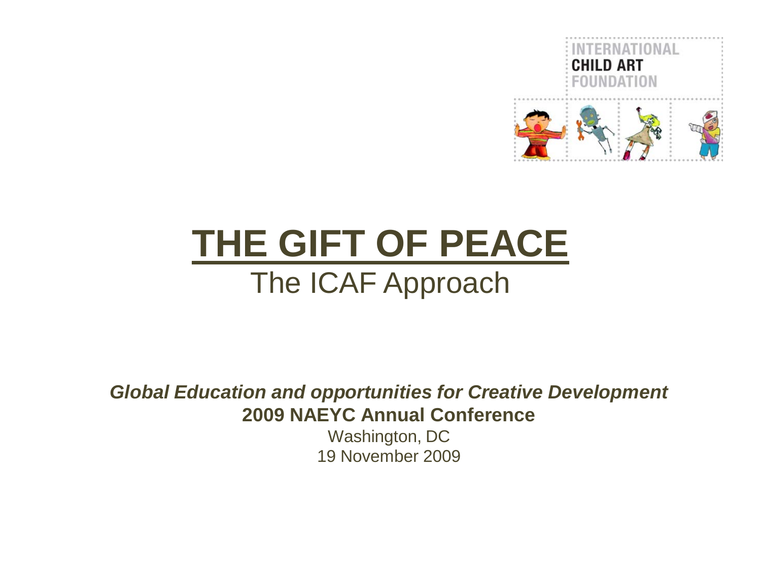INTERNATIONAL
**CHILD ART**
FOUNDATION

# THE GIFT OF PEACE

## The ICAF Approach

***Global Education and opportunities for Creative Development***

**2009 NAEYC Annual Conference**

Washington, DC

19 November 2009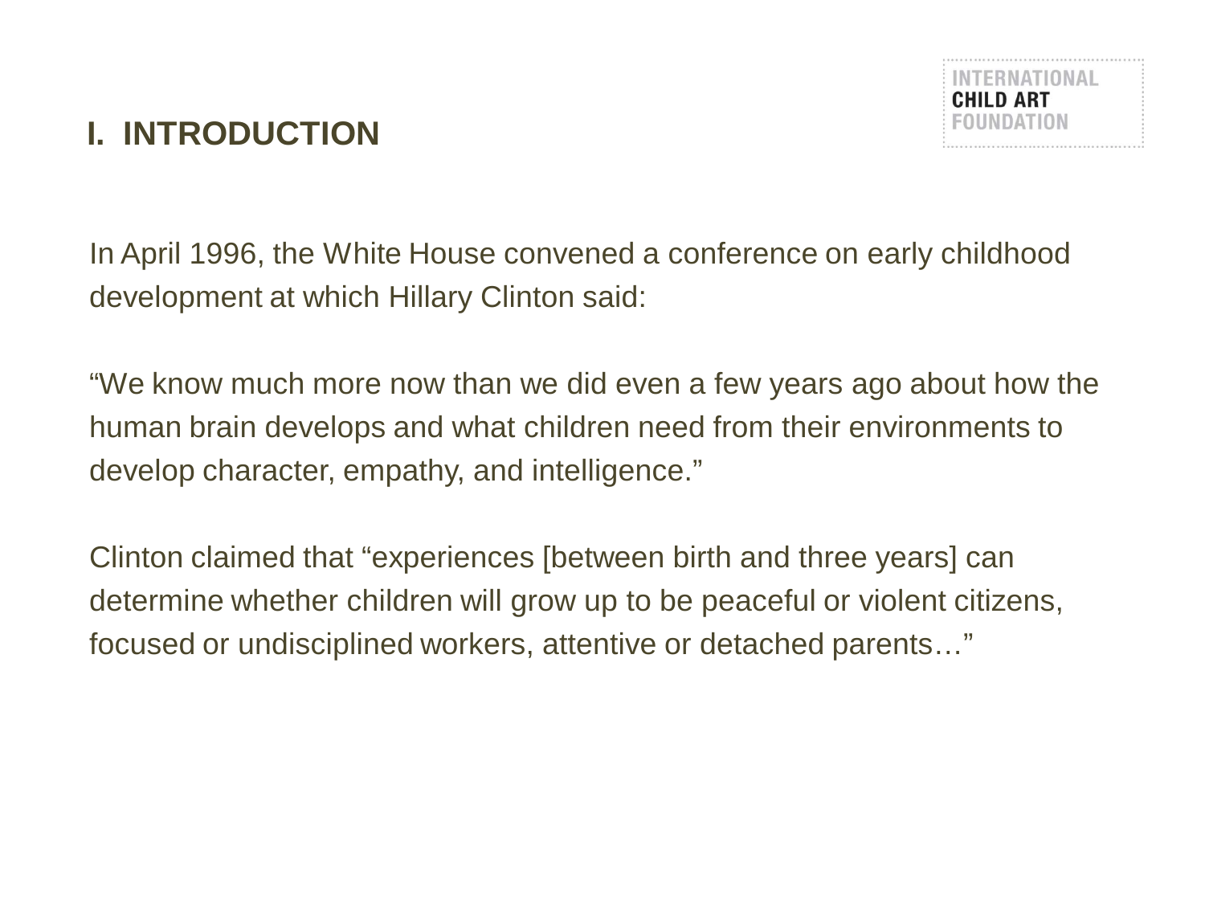# I. INTRODUCTION

In April 1996, the White House convened a conference on early childhood development at which Hillary Clinton said:

"We know much more now than we did even a few years ago about how the human brain develops and what children need from their environments to develop character, empathy, and intelligence."

Clinton claimed that "experiences [between birth and three years] can determine whether children will grow up to be peaceful or violent citizens, focused or undisciplined workers, attentive or detached parents…"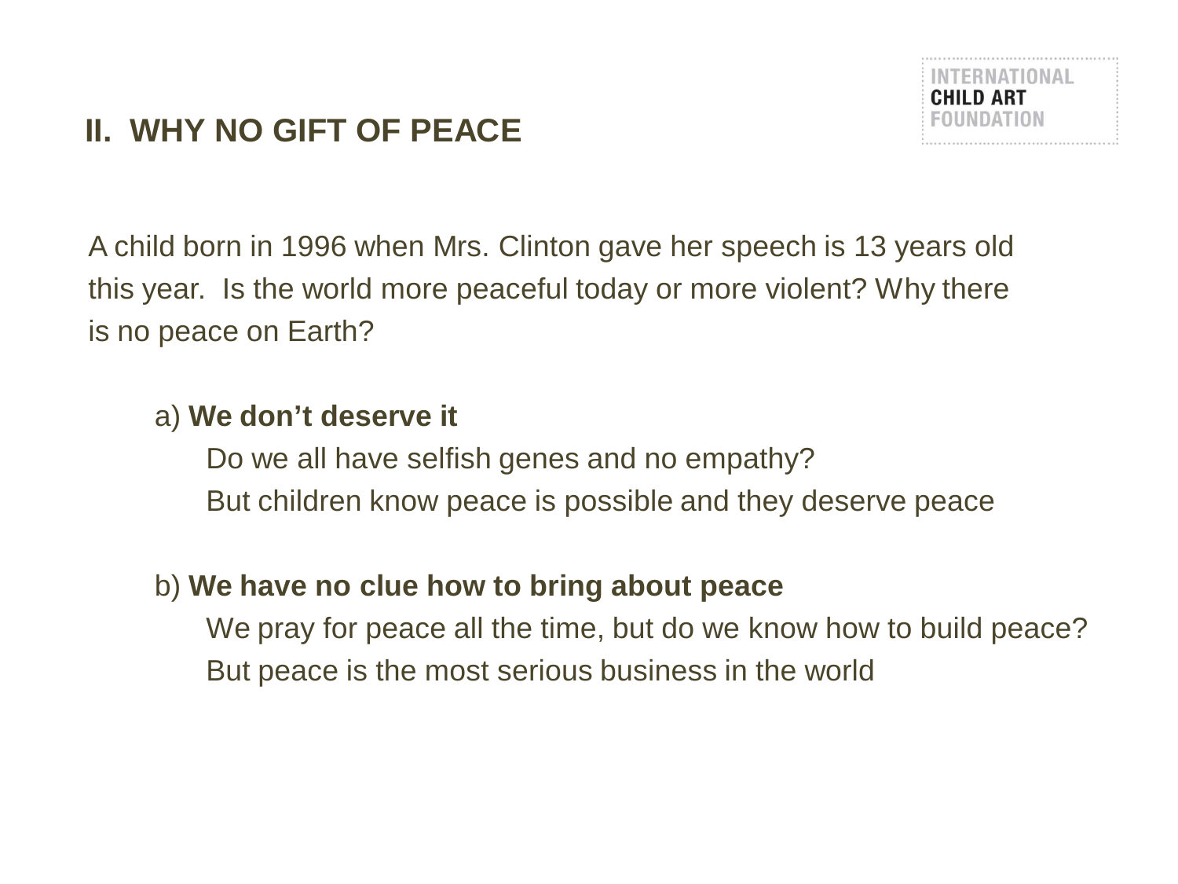## II. WHY NO GIFT OF PEACE

A child born in 1996 when Mrs. Clinton gave her speech is 13 years old this year. Is the world more peaceful today or more violent? Why there is no peace on Earth?

a) **We don’t deserve it**

Do we all have selfish genes and no empathy?

But children know peace is possible and they deserve peace

b) **We have no clue how to bring about peace**

We pray for peace all the time, but do we know how to build peace?

But peace is the most serious business in the world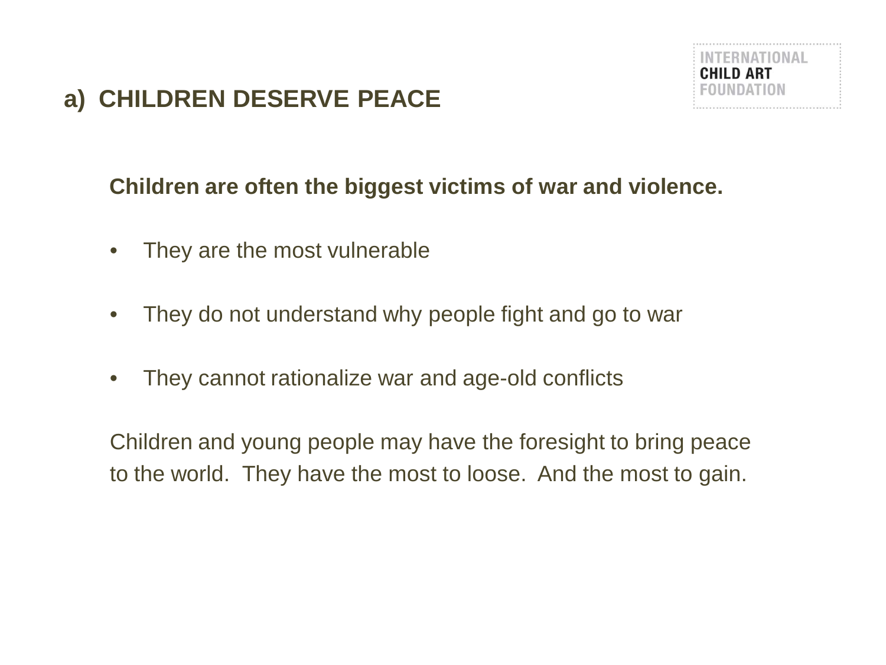INTERNATIONAL
**CHILD ART**
FOUNDATION

## a) CHILDREN DESERVE PEACE

**Children are often the biggest victims of war and violence.**

- They are the most vulnerable
- They do not understand why people fight and go to war
- They cannot rationalize war and age-old conflicts

Children and young people may have the foresight to bring peace to the world. They have the most to loose. And the most to gain.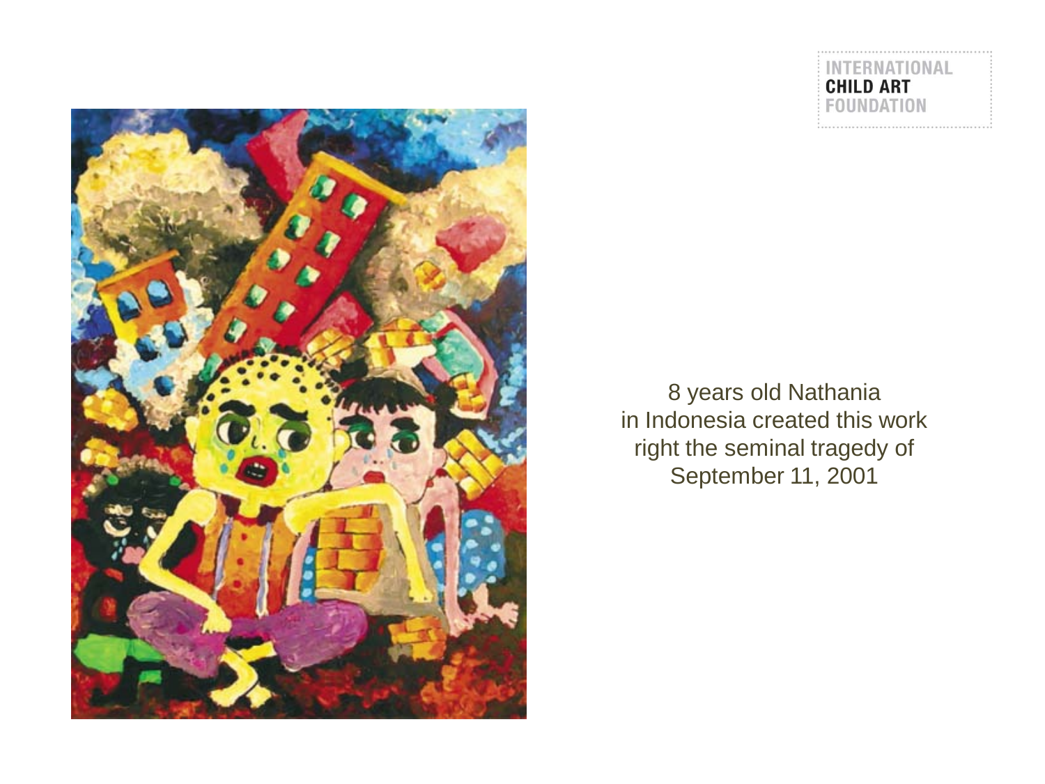INTERNATIONAL
**CHILD ART**
FOUNDATION

8 years old Nathania
in Indonesia created this work
right the seminal tragedy of
September 11, 2001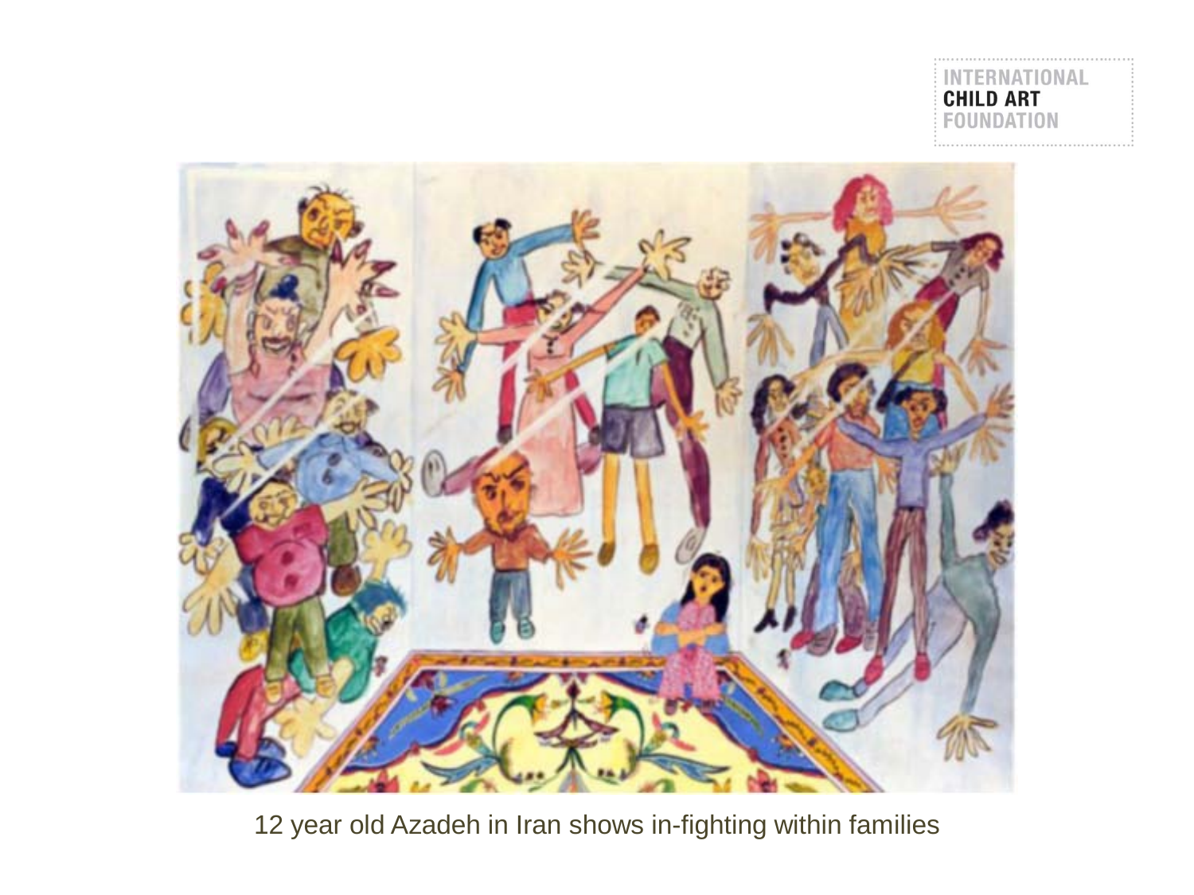INTERNATIONAL
**CHILD ART**
FOUNDATION

12 year old Azadeh in Iran shows in-fighting within families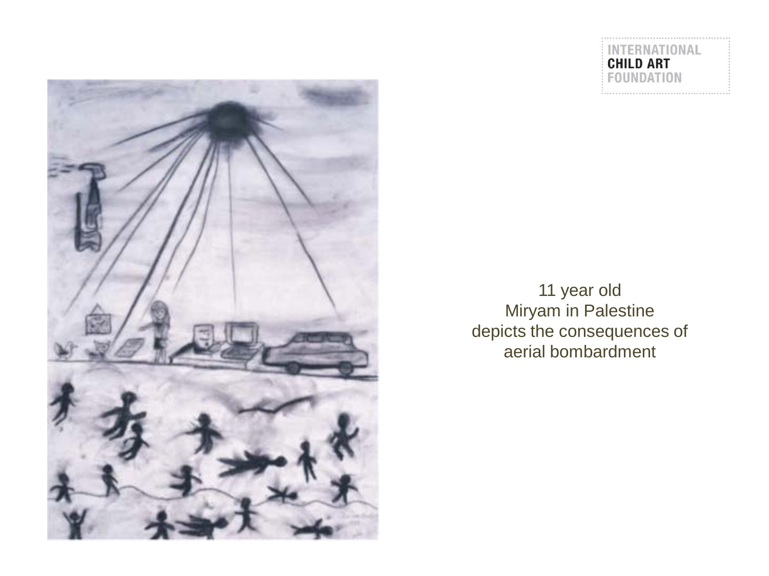INTERNATIONAL
**CHILD ART**
FOUNDATION

11 year old
Miryam in Palestine
depicts the consequences of
aerial bombardment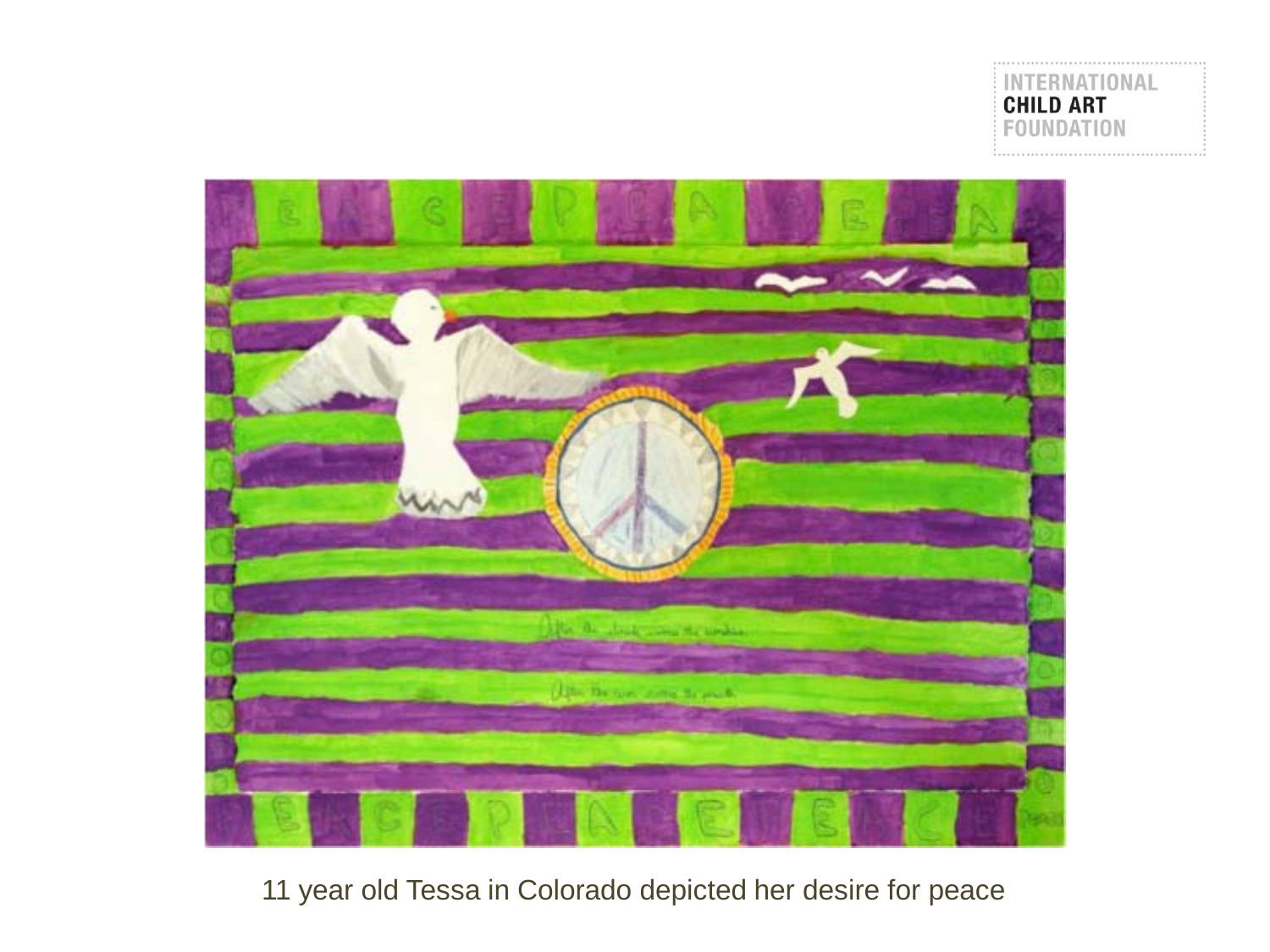INTERNATIONAL
**CHILD ART**
FOUNDATION

11 year old Tessa in Colorado depicted her desire for peace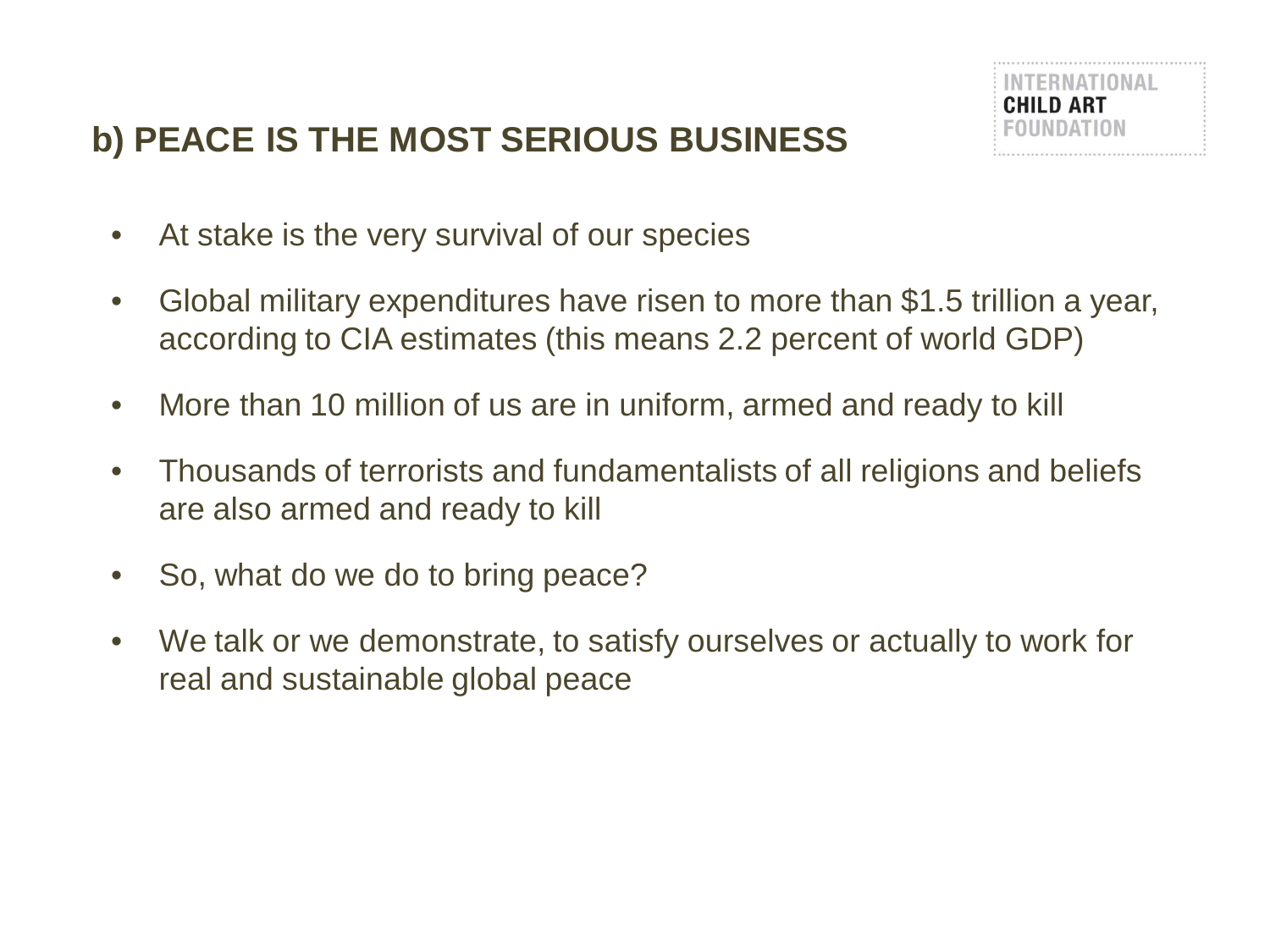## b) PEACE IS THE MOST SERIOUS BUSINESS

- At stake is the very survival of our species
- Global military expenditures have risen to more than $1.5 trillion a year, according to CIA estimates (this means 2.2 percent of world GDP)
- More than 10 million of us are in uniform, armed and ready to kill
- Thousands of terrorists and fundamentalists of all religions and beliefs are also armed and ready to kill
- So, what do we do to bring peace?
- We talk or we demonstrate, to satisfy ourselves or actually to work for real and sustainable global peace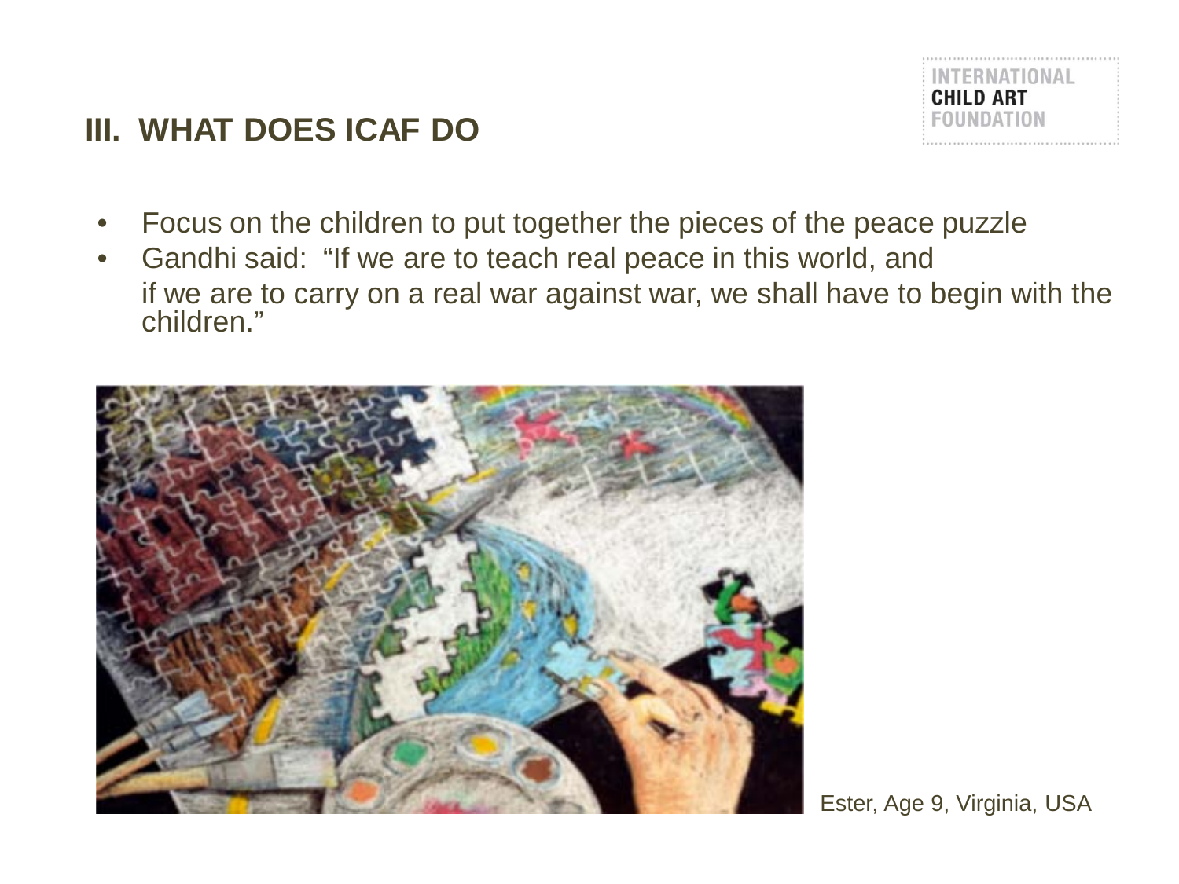## III. WHAT DOES ICAF DO

- Focus on the children to put together the pieces of the peace puzzle
- Gandhi said: "If we are to teach real peace in this world, and if we are to carry on a real war against war, we shall have to begin with the children."

Ester, Age 9, Virginia, USA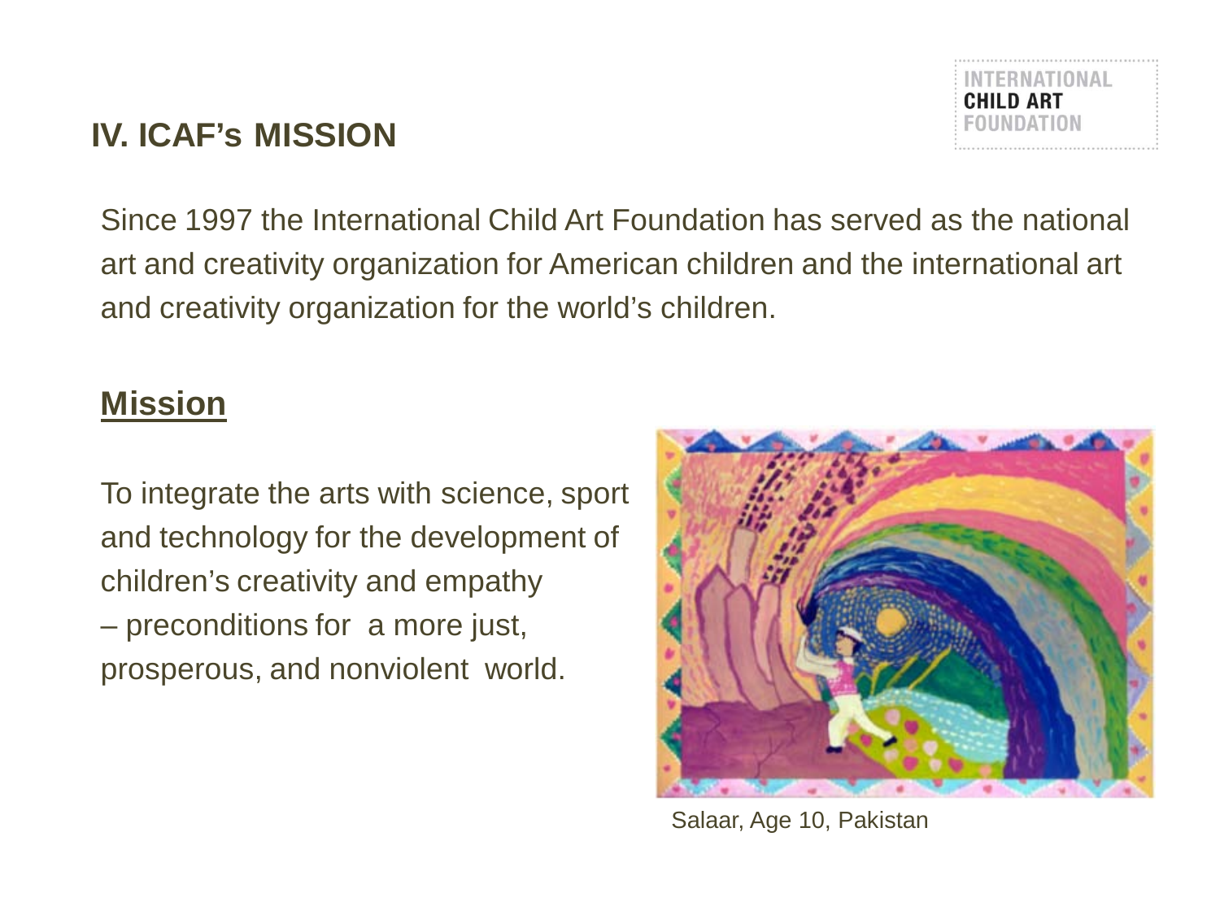# IV. ICAF's MISSION

Since 1997 the International Child Art Foundation has served as the national art and creativity organization for American children and the international art and creativity organization for the world's children.

## Mission

To integrate the arts with science, sport and technology for the development of children's creativity and empathy – preconditions for a more just, prosperous, and nonviolent world.

Salaar, Age 10, Pakistan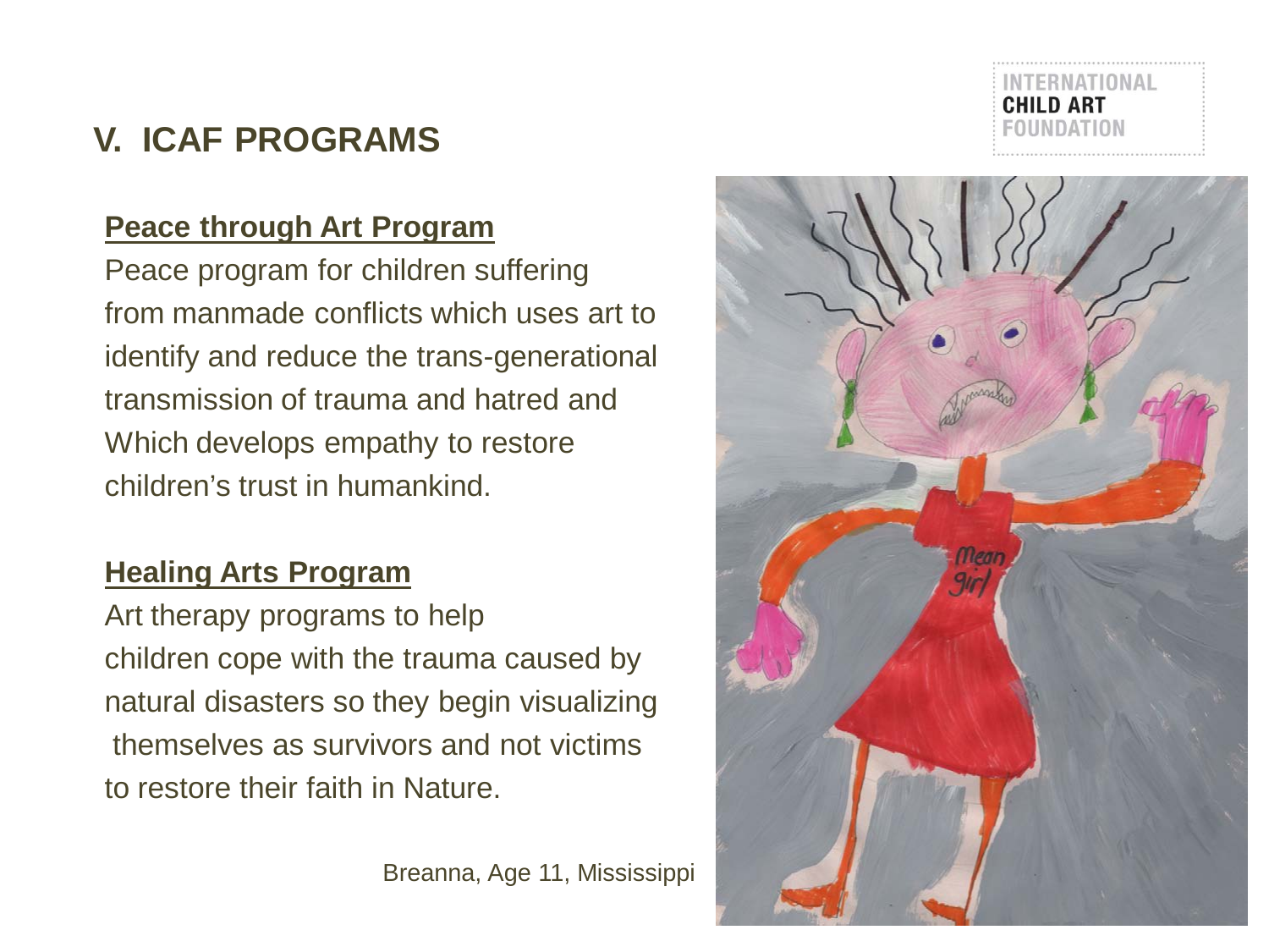# V. ICAF PROGRAMS

**Peace through Art Program**

Peace program for children suffering from manmade conflicts which uses art to identify and reduce the trans-generational transmission of trauma and hatred and Which develops empathy to restore children's trust in humankind.

**Healing Arts Program**

Art therapy programs to help children cope with the trauma caused by natural disasters so they begin visualizing themselves as survivors and not victims to restore their faith in Nature.

Breanna, Age 11, Mississippi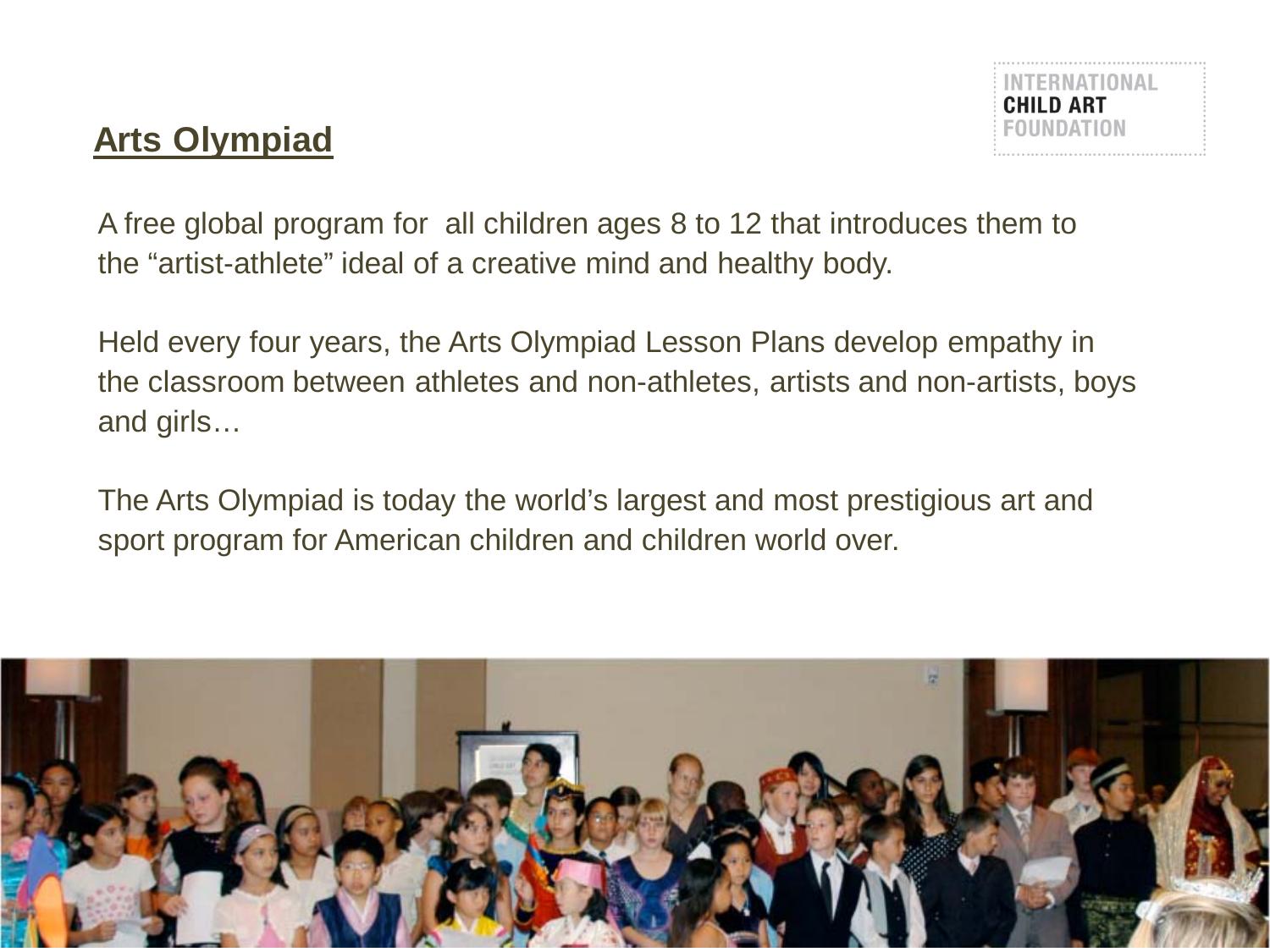INTERNATIONAL
**CHILD ART**
FOUNDATION

## Arts Olympiad

A free global program for all children ages 8 to 12 that introduces them to the "artist-athlete" ideal of a creative mind and healthy body.

Held every four years, the Arts Olympiad Lesson Plans develop empathy in the classroom between athletes and non-athletes, artists and non-artists, boys and girls…

The Arts Olympiad is today the world's largest and most prestigious art and sport program for American children and children world over.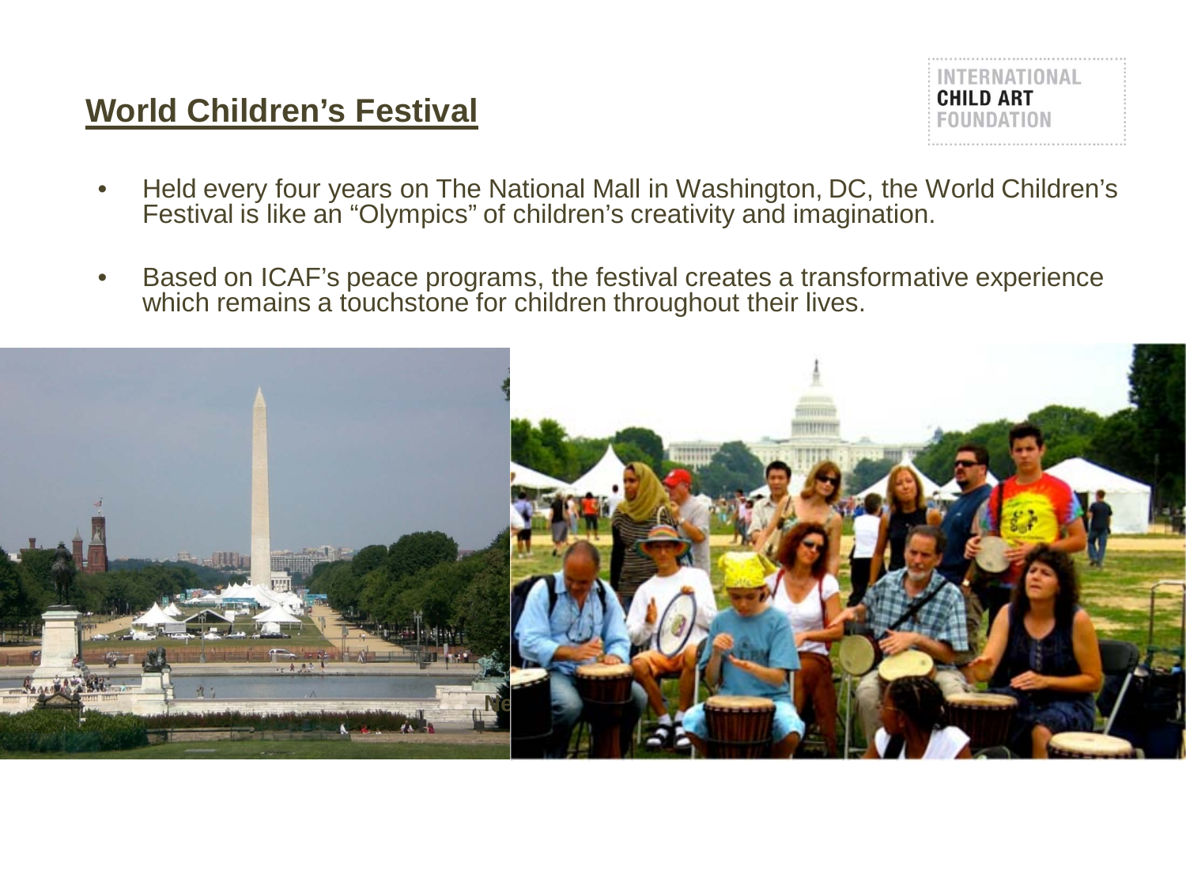## World Children's Festival

INTERNATIONAL
**CHILD ART**
FOUNDATION

- Held every four years on The National Mall in Washington, DC, the World Children's Festival is like an "Olympics" of children's creativity and imagination.
- Based on ICAF's peace programs, the festival creates a transformative experience which remains a touchstone for children throughout their lives.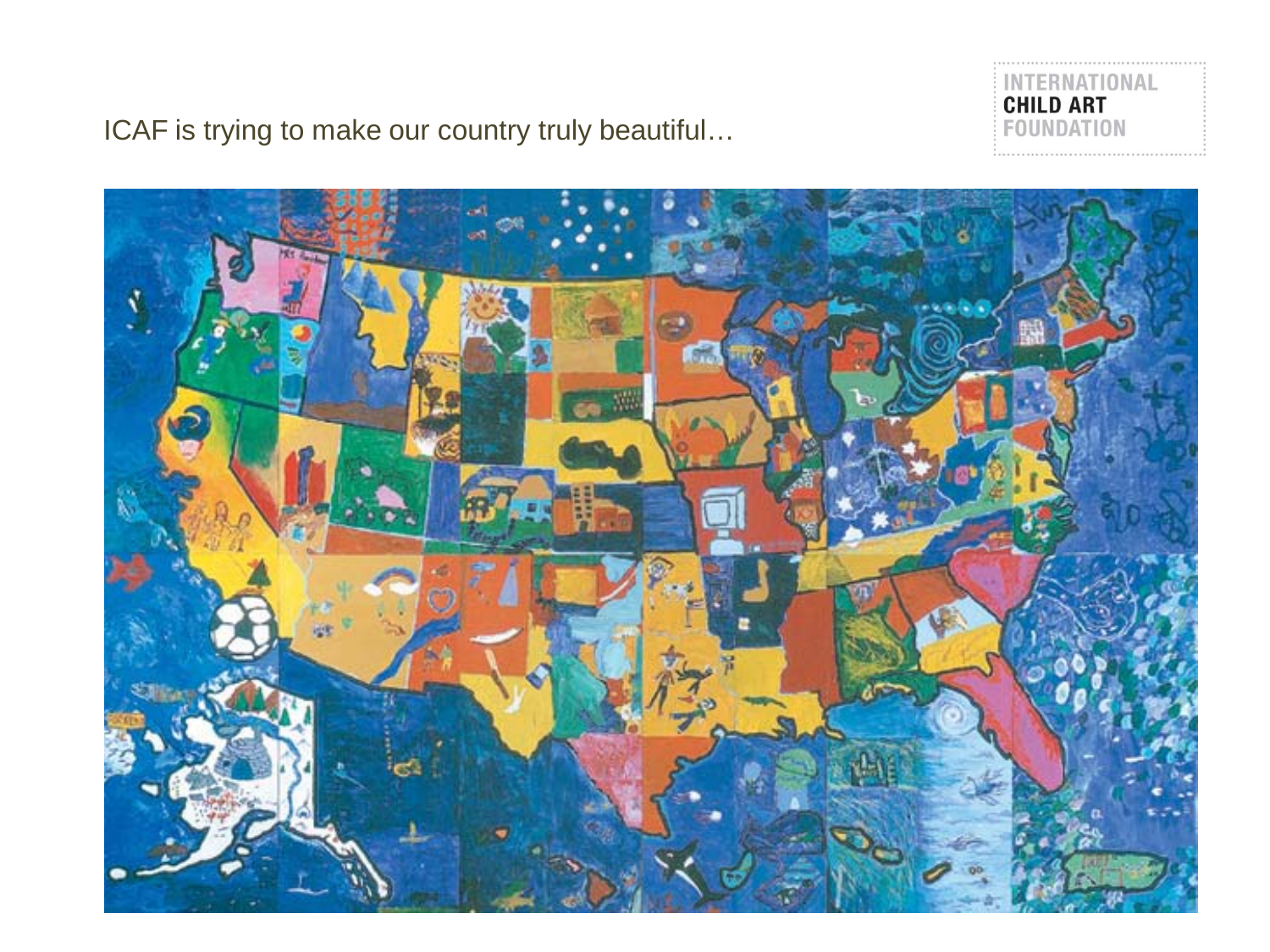ICAF is trying to make our country truly beautiful…

INTERNATIONAL
**CHILD ART**
FOUNDATION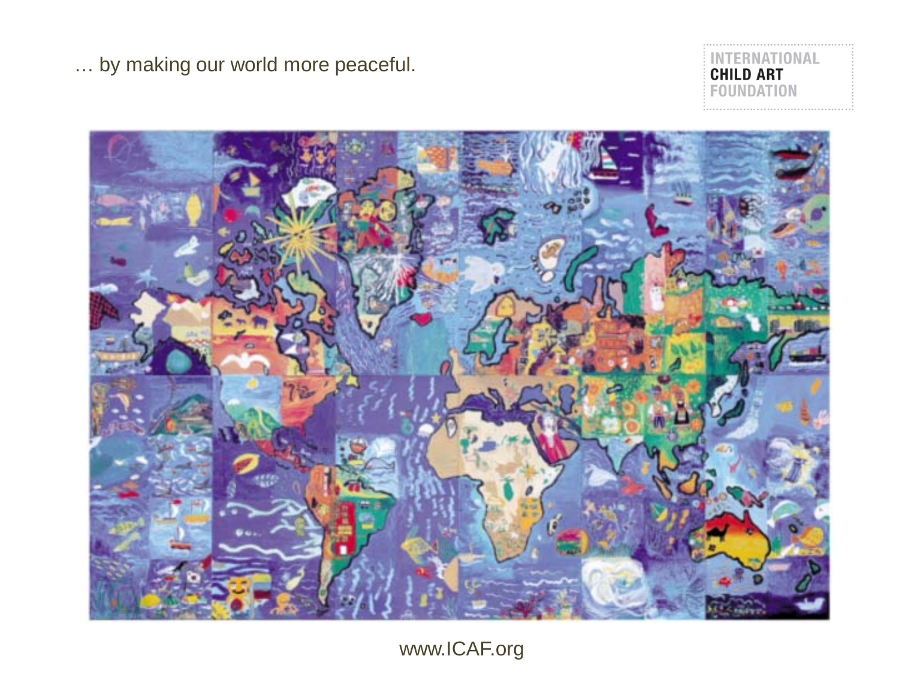… by making our world more peaceful.

INTERNATIONAL
**CHILD ART**
FOUNDATION

www.ICAF.org